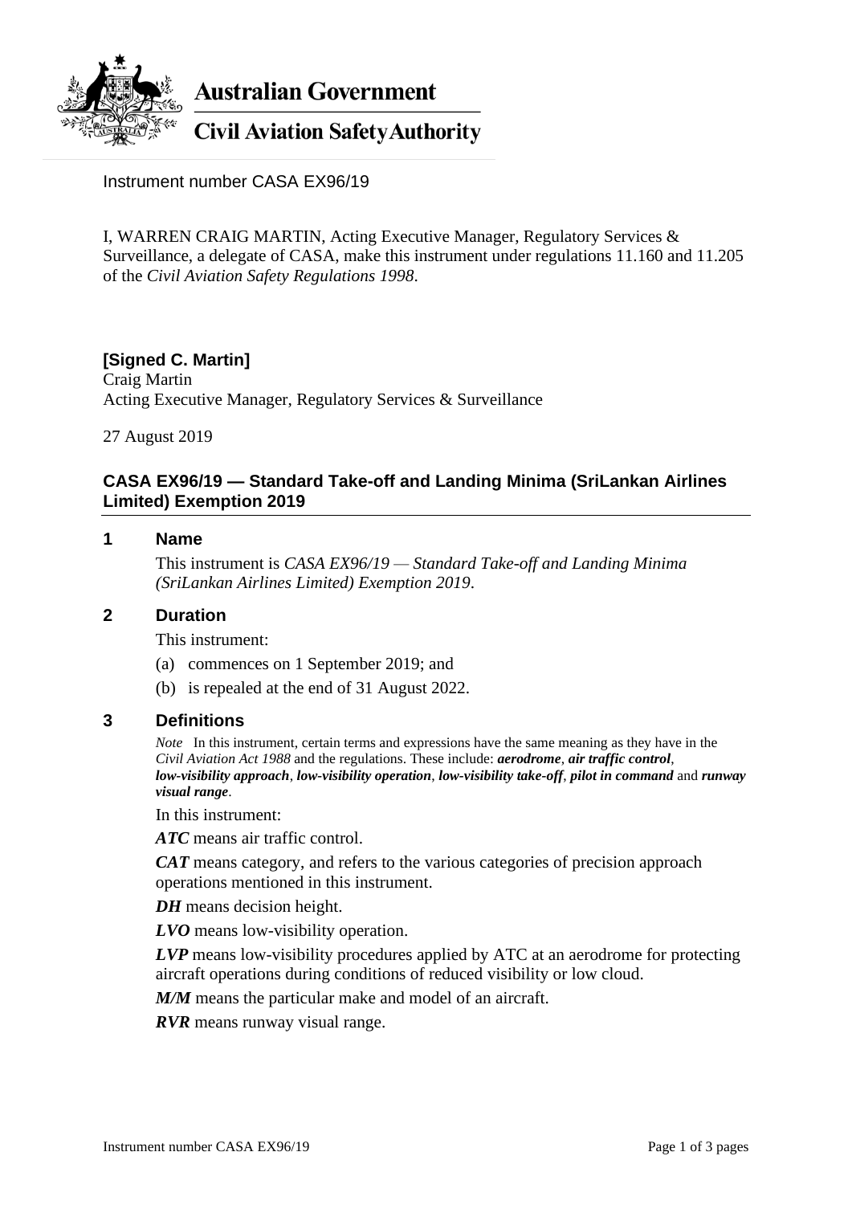Australian Government

Civil Aviation Safety Authority

Instrument number CASA EX96/19

I, WARREN CRAIG MARTIN, Acting Executive Manager, Regulatory Services & Surveillance, a delegate of CASA, make this instrument under regulations 11.160 and 11.205 of the *Civil Aviation Safety Regulations 1998*.

**[Signed C. Martin]**
Craig Martin
Acting Executive Manager, Regulatory Services & Surveillance

27 August 2019

## CASA EX96/19 — Standard Take-off and Landing Minima (SriLankan Airlines Limited) Exemption 2019

### 1 Name

This instrument is *CASA EX96/19 — Standard Take-off and Landing Minima (SriLankan Airlines Limited) Exemption 2019*.

### 2 Duration

This instrument:

(a) commences on 1 September 2019; and

(b) is repealed at the end of 31 August 2022.

### 3 Definitions

*Note* In this instrument, certain terms and expressions have the same meaning as they have in the *Civil Aviation Act 1988* and the regulations. These include: ***aerodrome***, ***air traffic control***, ***low-visibility approach***, ***low-visibility operation***, ***low-visibility take-off***, ***pilot in command*** and ***runway visual range***.

In this instrument:

***ATC*** means air traffic control.

***CAT*** means category, and refers to the various categories of precision approach operations mentioned in this instrument.

***DH*** means decision height.

***LVO*** means low-visibility operation.

***LVP*** means low-visibility procedures applied by ATC at an aerodrome for protecting aircraft operations during conditions of reduced visibility or low cloud.

***M/M*** means the particular make and model of an aircraft.

***RVR*** means runway visual range.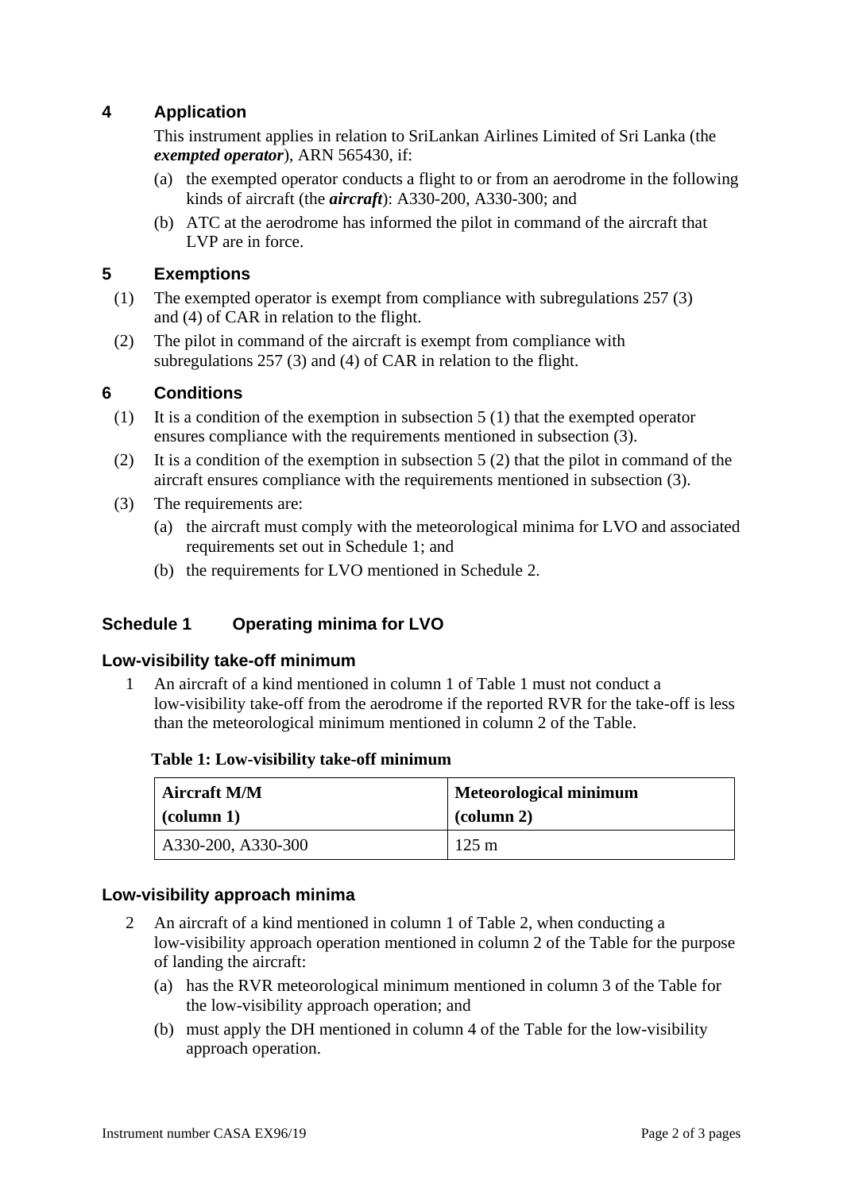## 4 Application

This instrument applies in relation to SriLankan Airlines Limited of Sri Lanka (the ***exempted operator***), ARN 565430, if:

(a) the exempted operator conducts a flight to or from an aerodrome in the following kinds of aircraft (the ***aircraft***): A330-200, A330-300; and

(b) ATC at the aerodrome has informed the pilot in command of the aircraft that LVP are in force.

## 5 Exemptions

(1) The exempted operator is exempt from compliance with subregulations 257 (3) and (4) of CAR in relation to the flight.

(2) The pilot in command of the aircraft is exempt from compliance with subregulations 257 (3) and (4) of CAR in relation to the flight.

## 6 Conditions

(1) It is a condition of the exemption in subsection 5 (1) that the exempted operator ensures compliance with the requirements mentioned in subsection (3).

(2) It is a condition of the exemption in subsection 5 (2) that the pilot in command of the aircraft ensures compliance with the requirements mentioned in subsection (3).

(3) The requirements are:

(a) the aircraft must comply with the meteorological minima for LVO and associated requirements set out in Schedule 1; and

(b) the requirements for LVO mentioned in Schedule 2.

## Schedule 1 Operating minima for LVO

### Low-visibility take-off minimum

1 An aircraft of a kind mentioned in column 1 of Table 1 must not conduct a low-visibility take-off from the aerodrome if the reported RVR for the take-off is less than the meteorological minimum mentioned in column 2 of the Table.

**Table 1: Low-visibility take-off minimum**

| Aircraft M/M (column 1) | Meteorological minimum (column 2) |
|---|---|
| A330-200, A330-300 | 125 m |

### Low-visibility approach minima

2 An aircraft of a kind mentioned in column 1 of Table 2, when conducting a low-visibility approach operation mentioned in column 2 of the Table for the purpose of landing the aircraft:

(a) has the RVR meteorological minimum mentioned in column 3 of the Table for the low-visibility approach operation; and

(b) must apply the DH mentioned in column 4 of the Table for the low-visibility approach operation.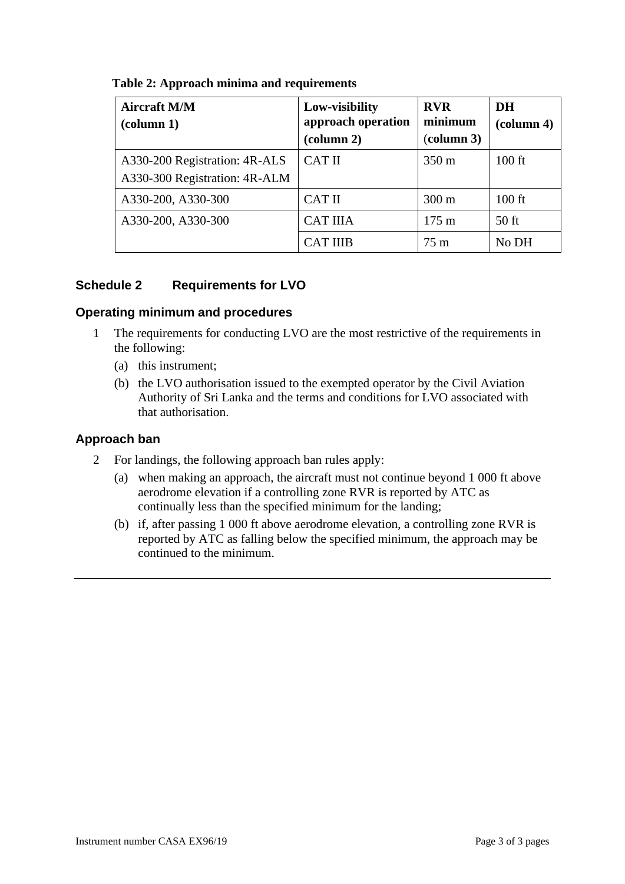**Table 2: Approach minima and requirements**

| Aircraft M/M (column 1) | Low-visibility approach operation (column 2) | RVR minimum (column 3) | DH (column 4) |
|---|---|---|---|
| A330-200 Registration: 4R-ALS<br>A330-300 Registration: 4R-ALM | CAT II | 350 m | 100 ft |
| A330-200, A330-300 | CAT II | 300 m | 100 ft |
| A330-200, A330-300 | CAT IIIA | 175 m | 50 ft |
| | CAT IIIB | 75 m | No DH |

## Schedule 2 Requirements for LVO

### Operating minimum and procedures

1 The requirements for conducting LVO are the most restrictive of the requirements in the following:

(a) this instrument;

(b) the LVO authorisation issued to the exempted operator by the Civil Aviation Authority of Sri Lanka and the terms and conditions for LVO associated with that authorisation.

### Approach ban

2 For landings, the following approach ban rules apply:

(a) when making an approach, the aircraft must not continue beyond 1 000 ft above aerodrome elevation if a controlling zone RVR is reported by ATC as continually less than the specified minimum for the landing;

(b) if, after passing 1 000 ft above aerodrome elevation, a controlling zone RVR is reported by ATC as falling below the specified minimum, the approach may be continued to the minimum.